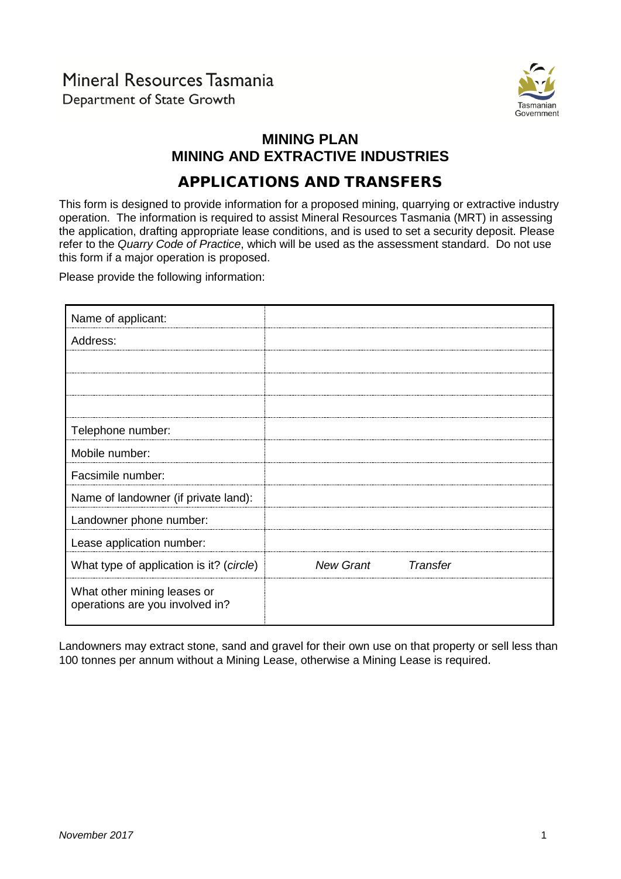Mineral Resources Tasmania
Department of State Growth

# MINING PLAN
# MINING AND EXTRACTIVE INDUSTRIES
## APPLICATIONS AND TRANSFERS

This form is designed to provide information for a proposed mining, quarrying or extractive industry operation. The information is required to assist Mineral Resources Tasmania (MRT) in assessing the application, drafting appropriate lease conditions, and is used to set a security deposit. Please refer to the *Quarry Code of Practice*, which will be used as the assessment standard. Do not use this form if a major operation is proposed.

Please provide the following information:

| | |
|---|---|
| Name of applicant: | |
| Address: | |
| | |
| | |
| | |
| Telephone number: | |
| Mobile number: | |
| Facsimile number: | |
| Name of landowner (if private land): | |
| Landowner phone number: | |
| Lease application number: | |
| What type of application is it? (*circle*) | *New Grant* *Transfer* |
| What other mining leases or operations are you involved in? | |

Landowners may extract stone, sand and gravel for their own use on that property or sell less than 100 tonnes per annum without a Mining Lease, otherwise a Mining Lease is required.

*November 2017*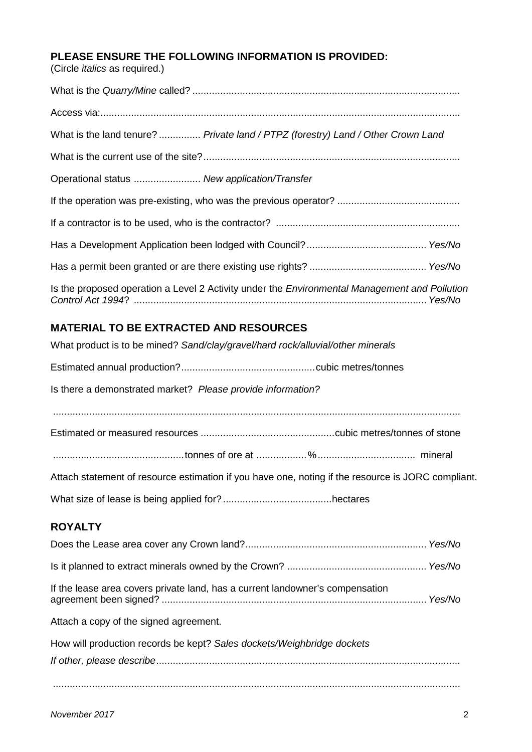## PLEASE ENSURE THE FOLLOWING INFORMATION IS PROVIDED:

(Circle *italics* as required.)

What is the *Quarry/Mine* called? ................................................................................................

Access via:.................................................................................................................................

What is the land tenure? ............... *Private land / PTPZ (forestry) Land / Other Crown Land*

What is the current use of the site?...........................................................................................

Operational status ........................ *New application/Transfer*

If the operation was pre-existing, who was the previous operator? ............................................

If a contractor is to be used, who is the contractor? .................................................................

Has a Development Application been lodged with Council?........................................... *Yes/No*

Has a permit been granted or are there existing use rights? .......................................... *Yes/No*

Is the proposed operation a Level 2 Activity under the *Environmental Management and Pollution Control Act 1994*? ........................................................................................................ *Yes/No*

## MATERIAL TO BE EXTRACTED AND RESOURCES

What product is to be mined? *Sand/clay/gravel/hard rock/alluvial/other minerals*

Estimated annual production?................................................cubic metres/tonnes

Is there a demonstrated market? *Please provide information?*

.................................................................................................................................................

Estimated or measured resources ................................................cubic metres/tonnes of stone

..............................................tonnes of ore at .................%.................................. mineral

Attach statement of resource estimation if you have one, noting if the resource is JORC compliant.

What size of lease is being applied for?.......................................hectares

## ROYALTY

Does the Lease area cover any Crown land?................................................................. *Yes/No*

Is it planned to extract minerals owned by the Crown? .................................................. *Yes/No*

If the lease area covers private land, has a current landowner's compensation agreement been signed? .............................................................................................. *Yes/No*

Attach a copy of the signed agreement.

How will production records be kept? *Sales dockets/Weighbridge dockets*

*If other, please describe*............................................................................................................

.................................................................................................................................................

*November 2017*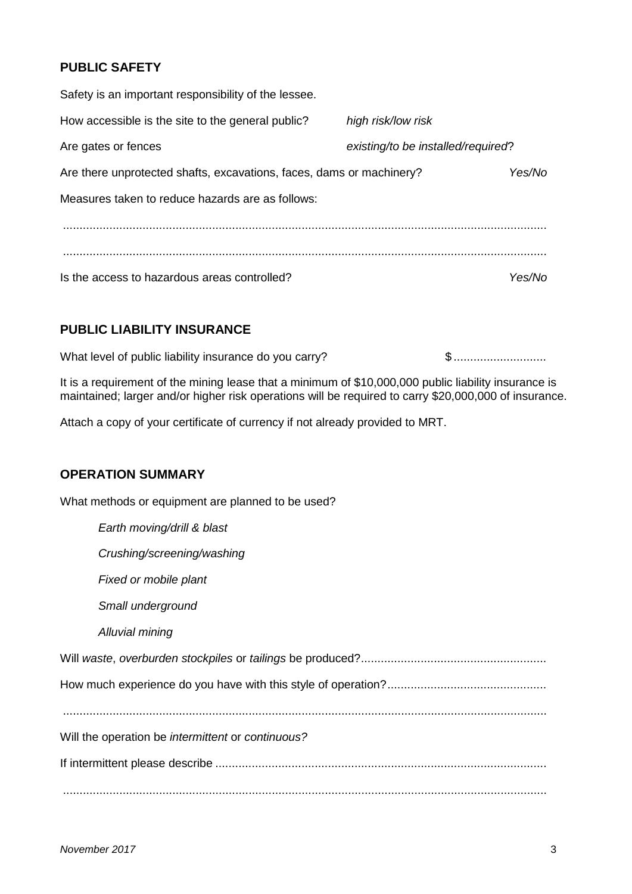## PUBLIC SAFETY

Safety is an important responsibility of the lessee.

How accessible is the site to the general public? *high risk/low risk*

Are gates or fences *existing/to be installed/required*?

Are there unprotected shafts, excavations, faces, dams or machinery? *Yes/No*

Measures taken to reduce hazards are as follows:

.................................................................................................................................................

.................................................................................................................................................

Is the access to hazardous areas controlled? *Yes/No*

## PUBLIC LIABILITY INSURANCE

What level of public liability insurance do you carry? $............................

It is a requirement of the mining lease that a minimum of $10,000,000 public liability insurance is maintained; larger and/or higher risk operations will be required to carry $20,000,000 of insurance.

Attach a copy of your certificate of currency if not already provided to MRT.

## OPERATION SUMMARY

What methods or equipment are planned to be used?

*Earth moving/drill & blast*

*Crushing/screening/washing*

*Fixed or mobile plant*

*Small underground*

*Alluvial mining*

Will *waste*, *overburden stockpiles* or *tailings* be produced?........................................................

How much experience do you have with this style of operation?...............................................

.................................................................................................................................................

Will the operation be *intermittent* or *continuous?*

If intermittent please describe ...................................................................................................

.................................................................................................................................................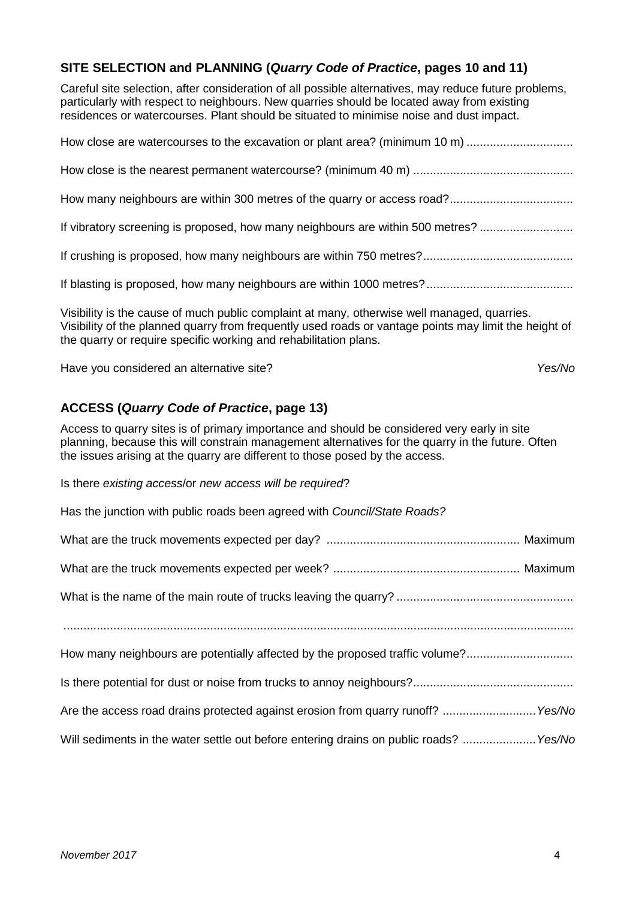## SITE SELECTION and PLANNING (*Quarry Code of Practice*, pages 10 and 11)

Careful site selection, after consideration of all possible alternatives, may reduce future problems, particularly with respect to neighbours. New quarries should be located away from existing residences or watercourses. Plant should be situated to minimise noise and dust impact.

How close are watercourses to the excavation or plant area? (minimum 10 m) ................................

How close is the nearest permanent watercourse? (minimum 40 m) ................................................

How many neighbours are within 300 metres of the quarry or access road?....................................

If vibratory screening is proposed, how many neighbours are within 500 metres? ............................

If crushing is proposed, how many neighbours are within 750 metres?............................................

If blasting is proposed, how many neighbours are within 1000 metres?...........................................

Visibility is the cause of much public complaint at many, otherwise well managed, quarries. Visibility of the planned quarry from frequently used roads or vantage points may limit the height of the quarry or require specific working and rehabilitation plans.

Have you considered an alternative site? *Yes/No*

## ACCESS (*Quarry Code of Practice*, page 13)

Access to quarry sites is of primary importance and should be considered very early in site planning, because this will constrain management alternatives for the quarry in the future. Often the issues arising at the quarry are different to those posed by the access.

Is there *existing access*/or *new access will be required*?

Has the junction with public roads been agreed with *Council/State Roads?*

What are the truck movements expected per day? .......................................................... Maximum

What are the truck movements expected per week? ........................................................ Maximum

What is the name of the main route of trucks leaving the quarry? ....................................................

.........................................................................................................................................................

How many neighbours are potentially affected by the proposed traffic volume?................................

Is there potential for dust or noise from trucks to annoy neighbours?................................................

Are the access road drains protected against erosion from quarry runoff? ............................*Yes/No*

Will sediments in the water settle out before entering drains on public roads? ......................*Yes/No*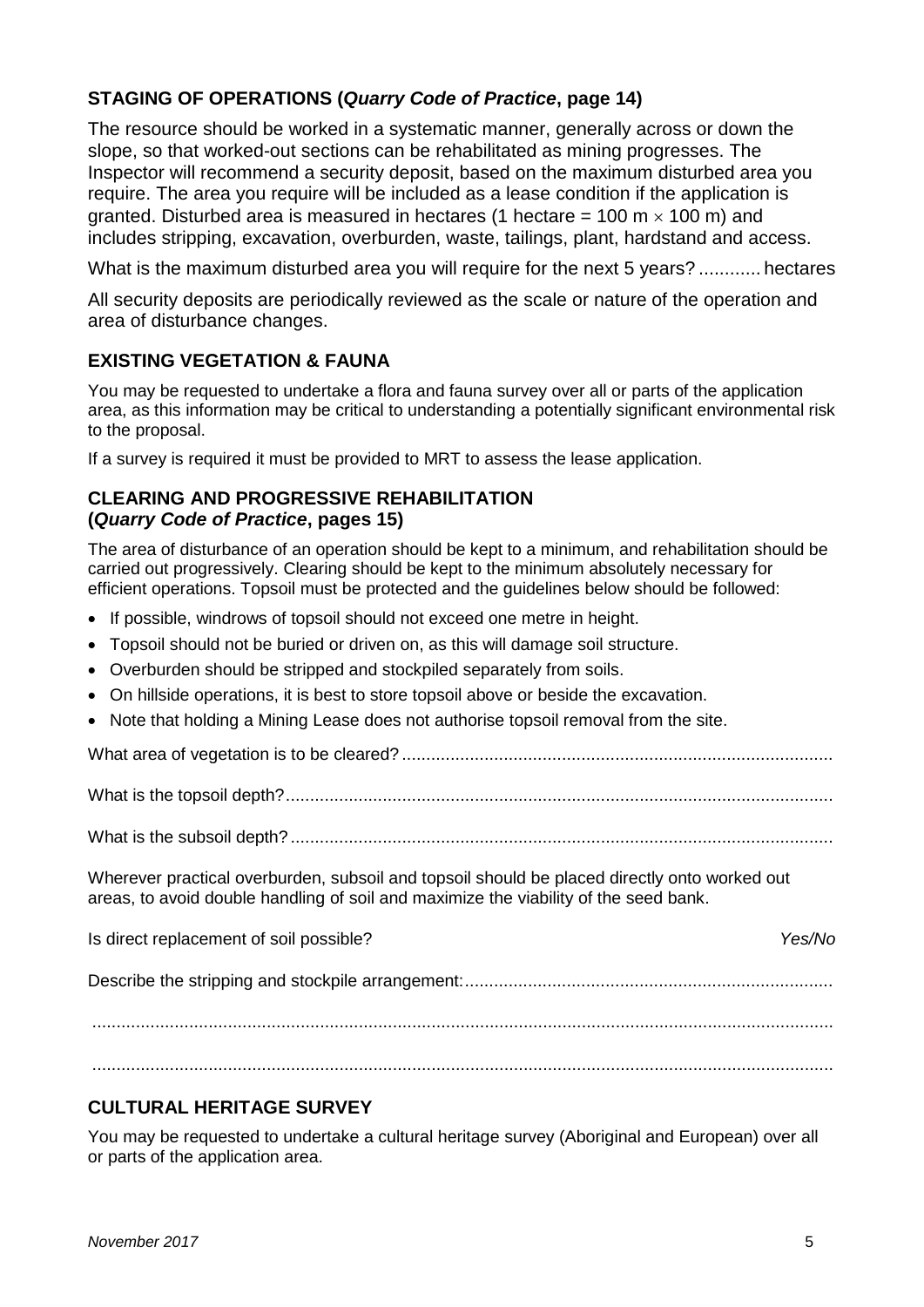## STAGING OF OPERATIONS (*Quarry Code of Practice*, page 14)

The resource should be worked in a systematic manner, generally across or down the slope, so that worked-out sections can be rehabilitated as mining progresses. The Inspector will recommend a security deposit, based on the maximum disturbed area you require. The area you require will be included as a lease condition if the application is granted. Disturbed area is measured in hectares (1 hectare = 100 m $\times$ 100 m) and includes stripping, excavation, overburden, waste, tailings, plant, hardstand and access.

What is the maximum disturbed area you will require for the next 5 years? ............ hectares

All security deposits are periodically reviewed as the scale or nature of the operation and area of disturbance changes.

## EXISTING VEGETATION & FAUNA

You may be requested to undertake a flora and fauna survey over all or parts of the application area, as this information may be critical to understanding a potentially significant environmental risk to the proposal.

If a survey is required it must be provided to MRT to assess the lease application.

## CLEARING AND PROGRESSIVE REHABILITATION (*Quarry Code of Practice*, pages 15)

The area of disturbance of an operation should be kept to a minimum, and rehabilitation should be carried out progressively. Clearing should be kept to the minimum absolutely necessary for efficient operations. Topsoil must be protected and the guidelines below should be followed:

- If possible, windrows of topsoil should not exceed one metre in height.
- Topsoil should not be buried or driven on, as this will damage soil structure.
- Overburden should be stripped and stockpiled separately from soils.
- On hillside operations, it is best to store topsoil above or beside the excavation.
- Note that holding a Mining Lease does not authorise topsoil removal from the site.

What area of vegetation is to be cleared? ..........................................................................................

What is the topsoil depth? ..........................................................................................

What is the subsoil depth? ..........................................................................................

Wherever practical overburden, subsoil and topsoil should be placed directly onto worked out areas, to avoid double handling of soil and maximize the viability of the seed bank.

Is direct replacement of soil possible? *Yes/No*

Describe the stripping and stockpile arrangement: ..........................................................................................

..........................................................................................

..........................................................................................

## CULTURAL HERITAGE SURVEY

You may be requested to undertake a cultural heritage survey (Aboriginal and European) over all or parts of the application area.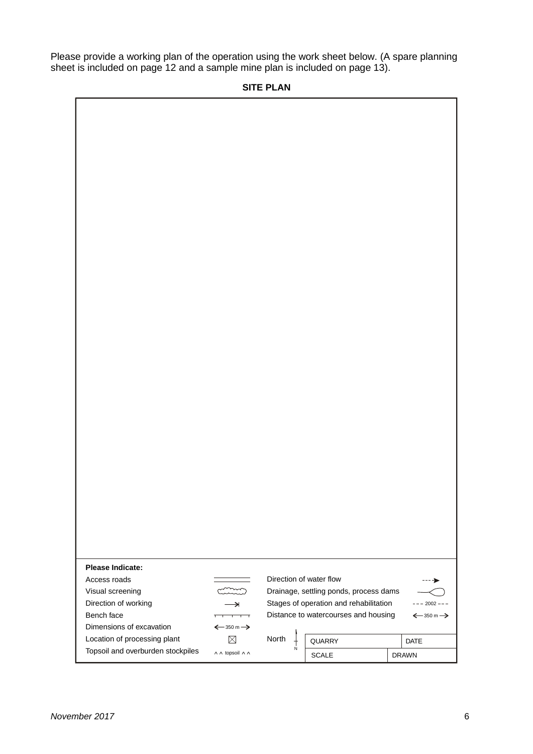Please provide a working plan of the operation using the work sheet below. (A spare planning sheet is included on page 12 and a sample mine plan is included on page 13).

**SITE PLAN**

**Please Indicate:**

| Item | Symbol | Item | Symbol |
|---|---|---|---|
| Access roads | ═══ | Direction of water flow | - - -► |
| Visual screening | (cloud outline) | Drainage, settling ponds, process dams | ——◯ |
| Direction of working | —→\| | Stages of operation and rehabilitation | – – – 2002 – – – |
| Bench face | ┬┬┬┬ | Distance to watercourses and housing | ← 350 m → |
| Dimensions of excavation | ← 350 m → | | |
| Location of processing plant | ☒ | North | N |
| Topsoil and overburden stockpiles | ^ ^ topsoil ^ ^ | | |

| QUARRY | DATE |
|---|---|
| SCALE | DRAWN |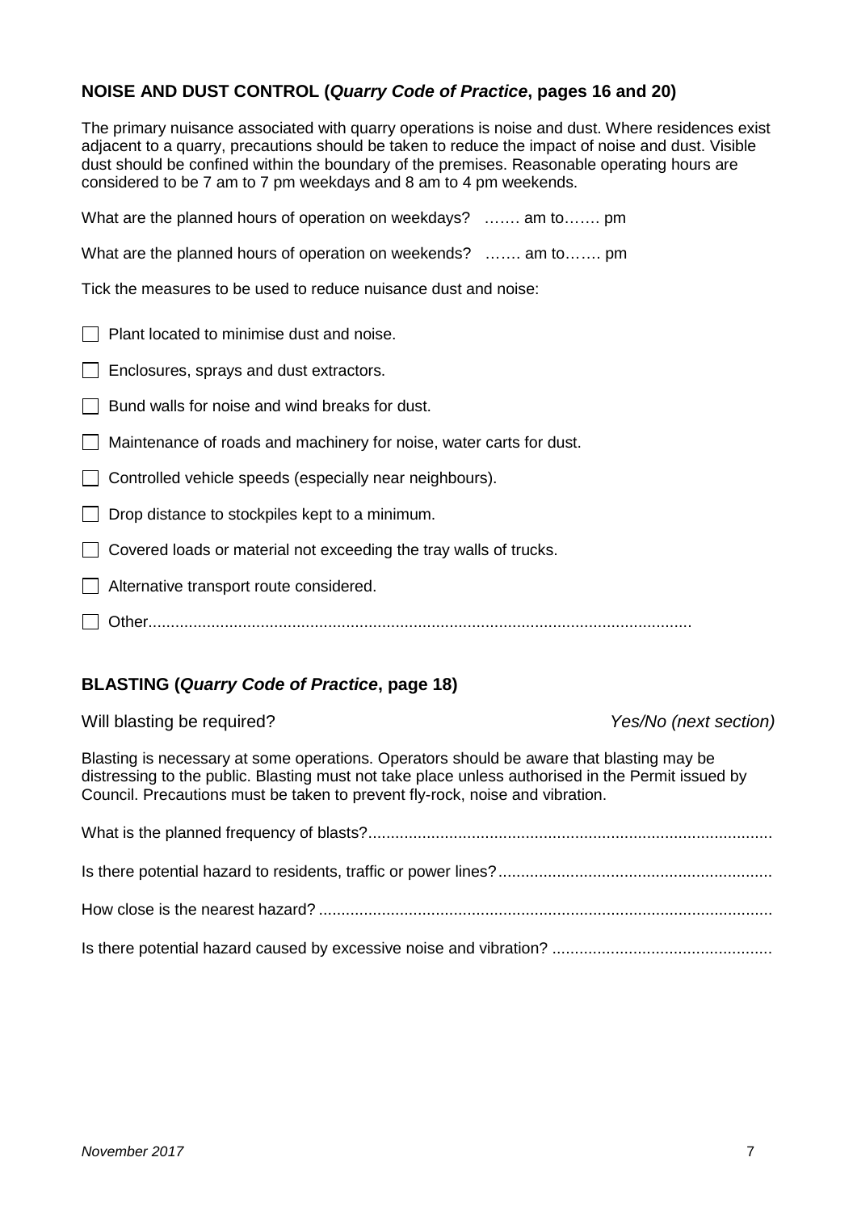## NOISE AND DUST CONTROL (*Quarry Code of Practice*, pages 16 and 20)

The primary nuisance associated with quarry operations is noise and dust. Where residences exist adjacent to a quarry, precautions should be taken to reduce the impact of noise and dust. Visible dust should be confined within the boundary of the premises. Reasonable operating hours are considered to be 7 am to 7 pm weekdays and 8 am to 4 pm weekends.

What are the planned hours of operation on weekdays? ……. am to……. pm

What are the planned hours of operation on weekends? ……. am to……. pm

Tick the measures to be used to reduce nuisance dust and noise:

- ☐ Plant located to minimise dust and noise.
- ☐ Enclosures, sprays and dust extractors.
- ☐ Bund walls for noise and wind breaks for dust.
- ☐ Maintenance of roads and machinery for noise, water carts for dust.
- ☐ Controlled vehicle speeds (especially near neighbours).
- ☐ Drop distance to stockpiles kept to a minimum.
- ☐ Covered loads or material not exceeding the tray walls of trucks.
- ☐ Alternative transport route considered.
- ☐ Other........................................................................................................................

## BLASTING (*Quarry Code of Practice*, page 18)

Will blasting be required? *Yes/No (next section)*

Blasting is necessary at some operations. Operators should be aware that blasting may be distressing to the public. Blasting must not take place unless authorised in the Permit issued by Council. Precautions must be taken to prevent fly-rock, noise and vibration.

What is the planned frequency of blasts?.........................................................................................

Is there potential hazard to residents, traffic or power lines?............................................................

How close is the nearest hazard? ....................................................................................................

Is there potential hazard caused by excessive noise and vibration? ................................................

*November 2017*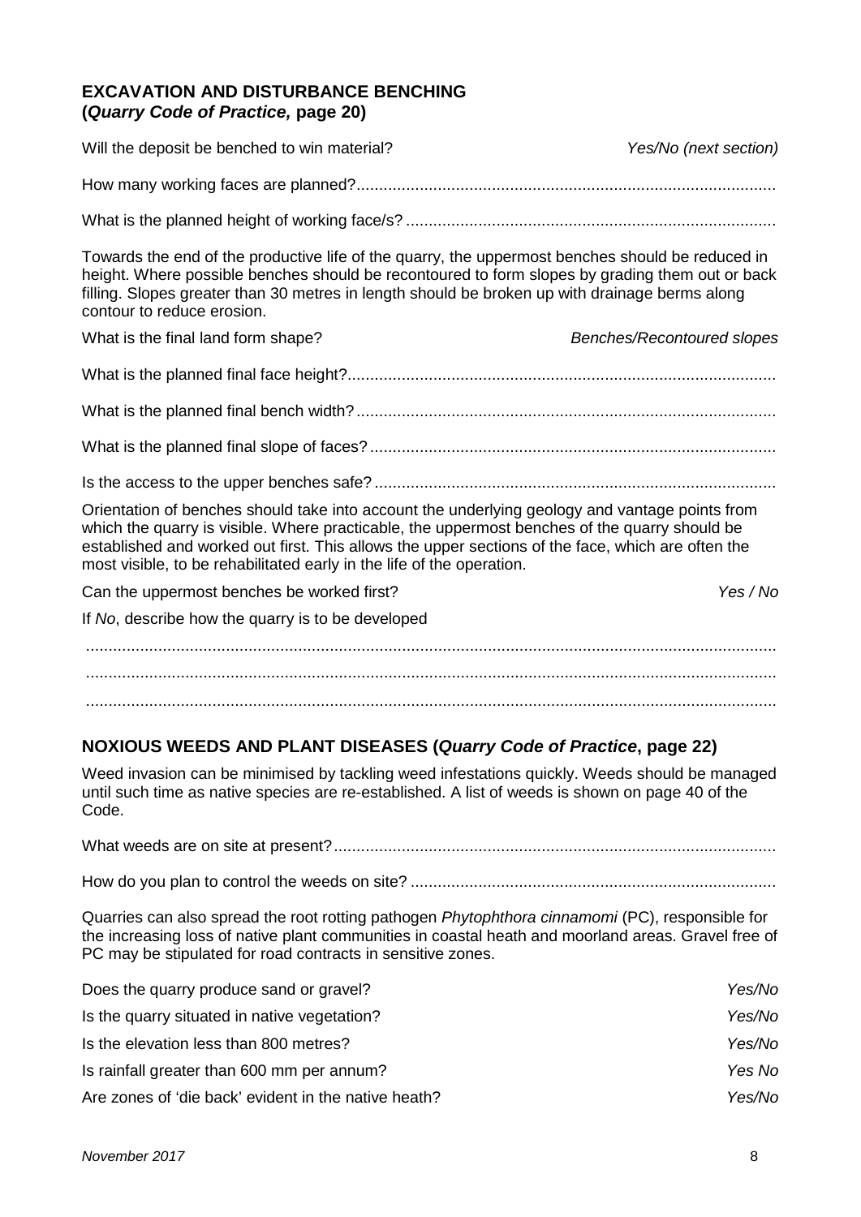## EXCAVATION AND DISTURBANCE BENCHING
## (*Quarry Code of Practice,* page 20)

Will the deposit be benched to win material? *Yes/No (next section)*

How many working faces are planned?............................................................................................

What is the planned height of working face/s? ..................................................................................

Towards the end of the productive life of the quarry, the uppermost benches should be reduced in height. Where possible benches should be recontoured to form slopes by grading them out or back filling. Slopes greater than 30 metres in length should be broken up with drainage berms along contour to reduce erosion.

What is the final land form shape? *Benches/Recontoured slopes*

What is the planned final face height?..............................................................................................

What is the planned final bench width?............................................................................................

What is the planned final slope of faces?..........................................................................................

Is the access to the upper benches safe?.........................................................................................

Orientation of benches should take into account the underlying geology and vantage points from which the quarry is visible. Where practicable, the uppermost benches of the quarry should be established and worked out first. This allows the upper sections of the face, which are often the most visible, to be rehabilitated early in the life of the operation.

Can the uppermost benches be worked first? *Yes / No*

If *No*, describe how the quarry is to be developed

.........................................................................................................................................................

.........................................................................................................................................................

.........................................................................................................................................................

## NOXIOUS WEEDS AND PLANT DISEASES (*Quarry Code of Practice*, page 22)

Weed invasion can be minimised by tackling weed infestations quickly. Weeds should be managed until such time as native species are re-established. A list of weeds is shown on page 40 of the Code.

What weeds are on site at present?.................................................................................................

How do you plan to control the weeds on site? .................................................................................

Quarries can also spread the root rotting pathogen *Phytophthora cinnamomi* (PC), responsible for the increasing loss of native plant communities in coastal heath and moorland areas. Gravel free of PC may be stipulated for road contracts in sensitive zones.

Does the quarry produce sand or gravel? *Yes/No*

Is the quarry situated in native vegetation? *Yes/No*

Is the elevation less than 800 metres? *Yes/No*

Is rainfall greater than 600 mm per annum? *Yes No*

Are zones of 'die back' evident in the native heath? *Yes/No*

*November 2017*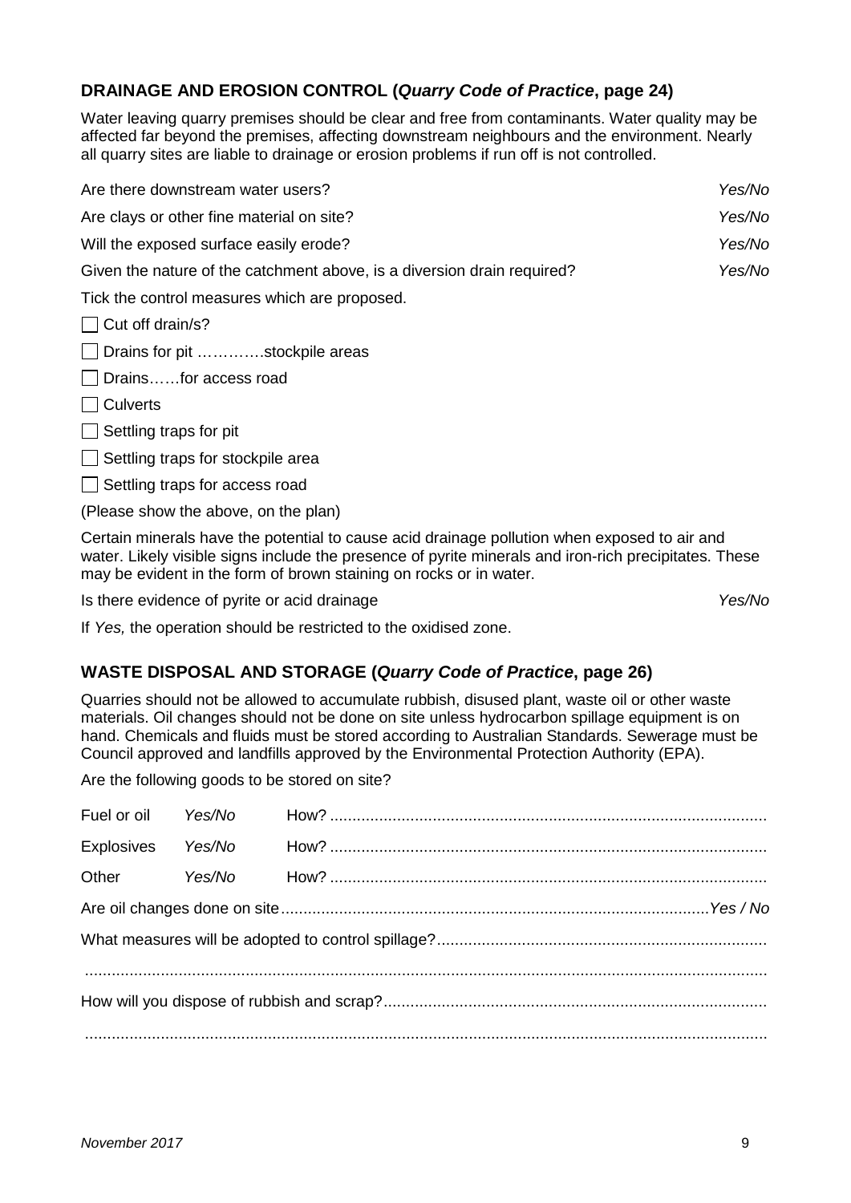## DRAINAGE AND EROSION CONTROL (*Quarry Code of Practice*, page 24)

Water leaving quarry premises should be clear and free from contaminants. Water quality may be affected far beyond the premises, affecting downstream neighbours and the environment. Nearly all quarry sites are liable to drainage or erosion problems if run off is not controlled.

Are there downstream water users? *Yes/No*

Are clays or other fine material on site? *Yes/No*

Will the exposed surface easily erode? *Yes/No*

Given the nature of the catchment above, is a diversion drain required? *Yes/No*

Tick the control measures which are proposed.

- ☐ Cut off drain/s?
- ☐ Drains for pit ………….stockpile areas
- ☐ Drains……for access road
- ☐ Culverts
- ☐ Settling traps for pit
- ☐ Settling traps for stockpile area
- ☐ Settling traps for access road

(Please show the above, on the plan)

Certain minerals have the potential to cause acid drainage pollution when exposed to air and water. Likely visible signs include the presence of pyrite minerals and iron-rich precipitates. These may be evident in the form of brown staining on rocks or in water.

Is there evidence of pyrite or acid drainage *Yes/No*

If *Yes,* the operation should be restricted to the oxidised zone.

## WASTE DISPOSAL AND STORAGE (*Quarry Code of Practice*, page 26)

Quarries should not be allowed to accumulate rubbish, disused plant, waste oil or other waste materials. Oil changes should not be done on site unless hydrocarbon spillage equipment is on hand. Chemicals and fluids must be stored according to Australian Standards. Sewerage must be Council approved and landfills approved by the Environmental Protection Authority (EPA).

Are the following goods to be stored on site?

| | | |
|---|---|---|
| Fuel or oil | *Yes/No* | How? .................................................................................................. |
| Explosives | *Yes/No* | How? .................................................................................................. |
| Other | *Yes/No* | How? .................................................................................................. |

Are oil changes done on site................................................................................................*Yes / No*

What measures will be adopted to control spillage?..........................................................................

..........................................................................................................................................................

How will you dispose of rubbish and scrap?.......................................................................................

..........................................................................................................................................................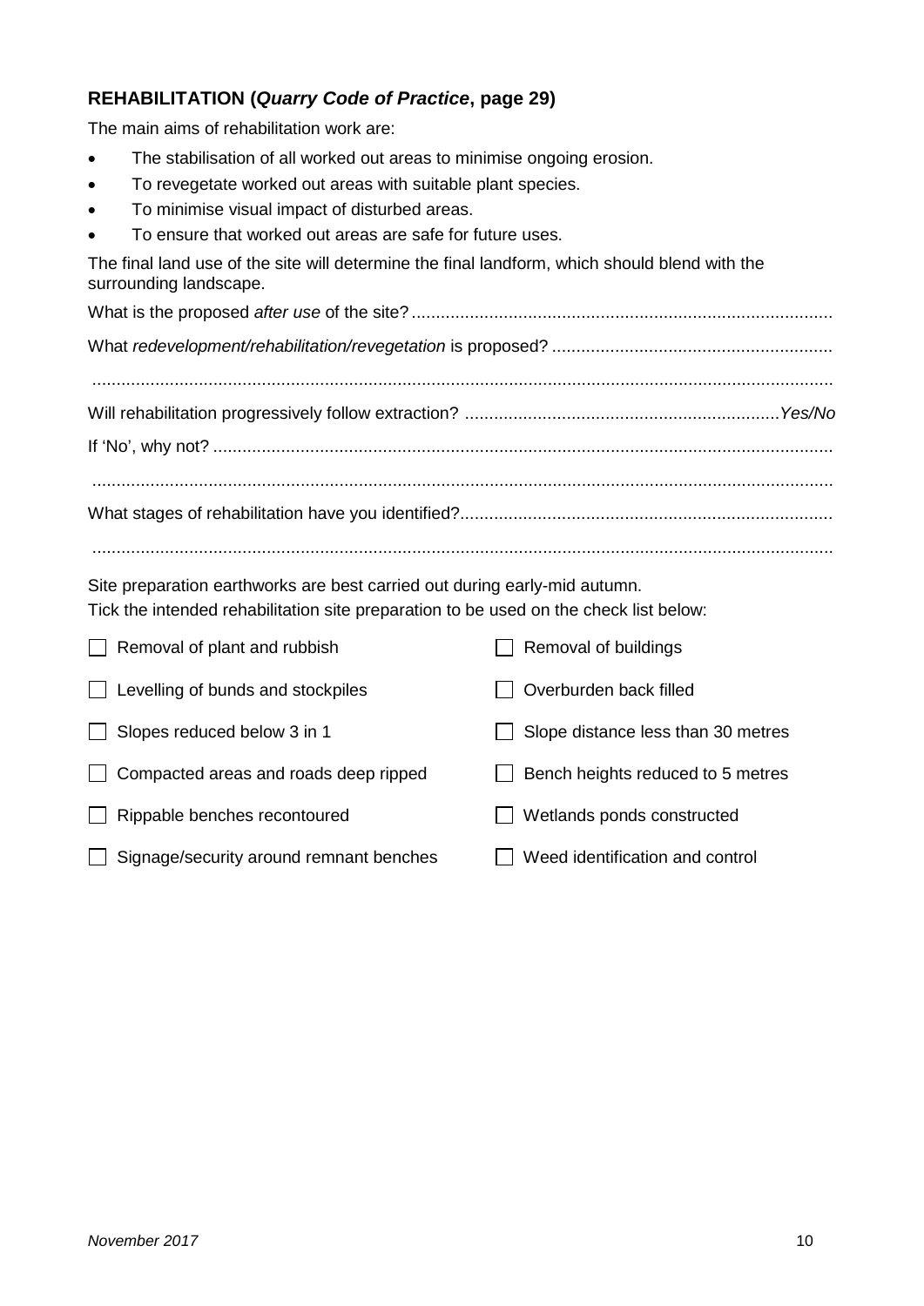## REHABILITATION (*Quarry Code of Practice*, page 29)

The main aims of rehabilitation work are:

- The stabilisation of all worked out areas to minimise ongoing erosion.
- To revegetate worked out areas with suitable plant species.
- To minimise visual impact of disturbed areas.
- To ensure that worked out areas are safe for future uses.

The final land use of the site will determine the final landform, which should blend with the surrounding landscape.

What is the proposed *after use* of the site? ........................................................................................

What *redevelopment/rehabilitation/revegetation* is proposed? ..........................................................

..........................................................................................................................................................

Will rehabilitation progressively follow extraction? ................................................................*Yes/No*

If 'No', why not? ..............................................................................................................................

..........................................................................................................................................................

What stages of rehabilitation have you identified?............................................................................

..........................................................................................................................................................

Site preparation earthworks are best carried out during early-mid autumn.
Tick the intended rehabilitation site preparation to be used on the check list below:

- [ ] Removal of plant and rubbish
- [ ] Removal of buildings
- [ ] Levelling of bunds and stockpiles
- [ ] Overburden back filled
- [ ] Slopes reduced below 3 in 1
- [ ] Slope distance less than 30 metres
- [ ] Compacted areas and roads deep ripped
- [ ] Bench heights reduced to 5 metres
- [ ] Rippable benches recontoured
- [ ] Wetlands ponds constructed
- [ ] Signage/security around remnant benches
- [ ] Weed identification and control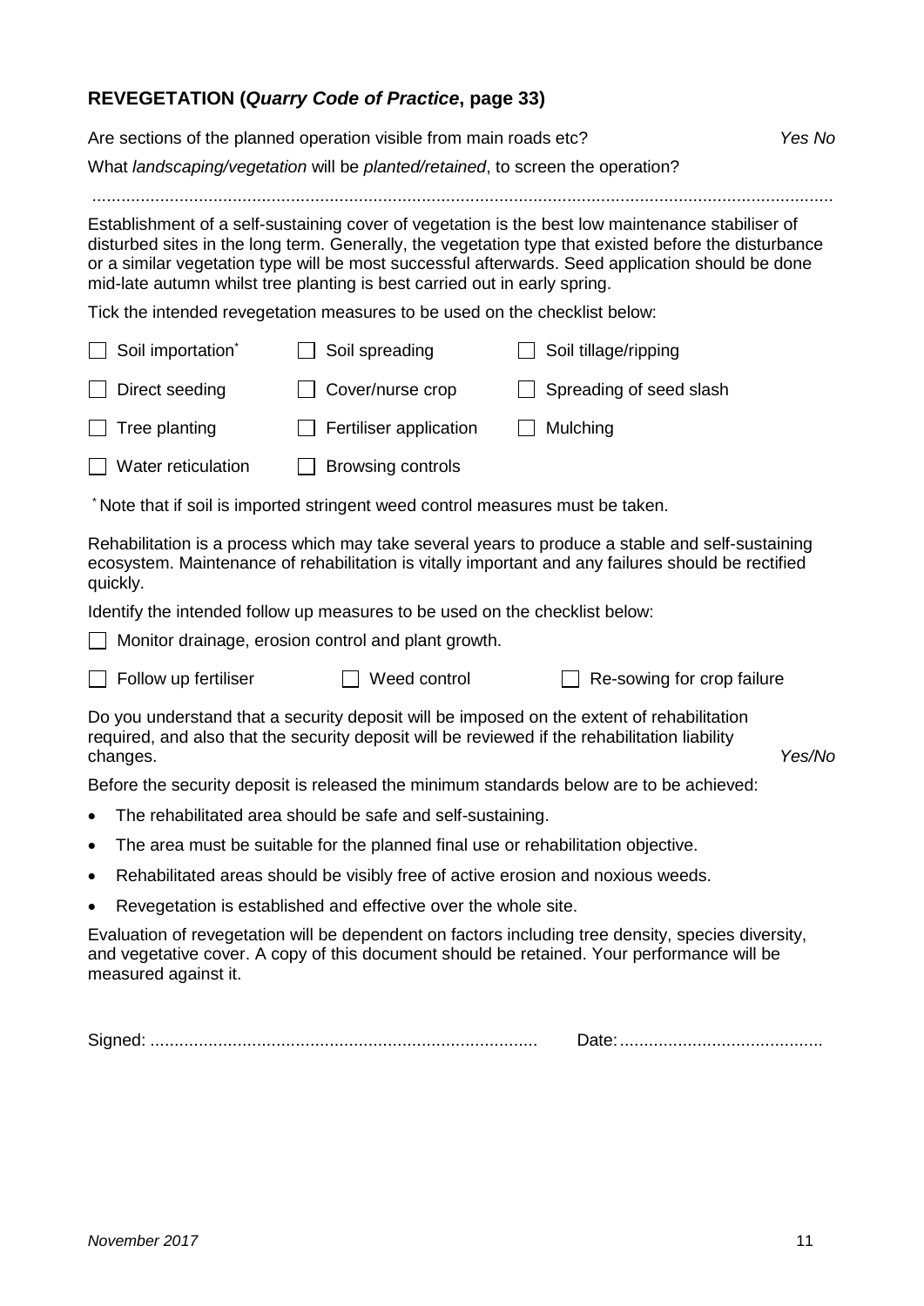## REVEGETATION (*Quarry Code of Practice*, page 33)

Are sections of the planned operation visible from main roads etc? *Yes No*

What *landscaping/vegetation* will be *planted/retained*, to screen the operation?

..........................................................................................................................................................

Establishment of a self-sustaining cover of vegetation is the best low maintenance stabiliser of disturbed sites in the long term. Generally, the vegetation type that existed before the disturbance or a similar vegetation type will be most successful afterwards. Seed application should be done mid-late autumn whilst tree planting is best carried out in early spring.

Tick the intended revegetation measures to be used on the checklist below:

- ☐ Soil importation*
- ☐ Soil spreading
- ☐ Soil tillage/ripping
- ☐ Direct seeding
- ☐ Cover/nurse crop
- ☐ Spreading of seed slash
- ☐ Tree planting
- ☐ Fertiliser application
- ☐ Mulching
- ☐ Water reticulation
- ☐ Browsing controls

* Note that if soil is imported stringent weed control measures must be taken.

Rehabilitation is a process which may take several years to produce a stable and self-sustaining ecosystem. Maintenance of rehabilitation is vitally important and any failures should be rectified quickly.

Identify the intended follow up measures to be used on the checklist below:

- ☐ Monitor drainage, erosion control and plant growth.
- ☐ Follow up fertiliser
- ☐ Weed control
- ☐ Re-sowing for crop failure

Do you understand that a security deposit will be imposed on the extent of rehabilitation required, and also that the security deposit will be reviewed if the rehabilitation liability changes. *Yes/No*

Before the security deposit is released the minimum standards below are to be achieved:

- The rehabilitated area should be safe and self-sustaining.
- The area must be suitable for the planned final use or rehabilitation objective.
- Rehabilitated areas should be visibly free of active erosion and noxious weeds.
- Revegetation is established and effective over the whole site.

Evaluation of revegetation will be dependent on factors including tree density, species diversity, and vegetative cover. A copy of this document should be retained. Your performance will be measured against it.

Signed: ............................................................................... Date: ..........................................

*November 2017*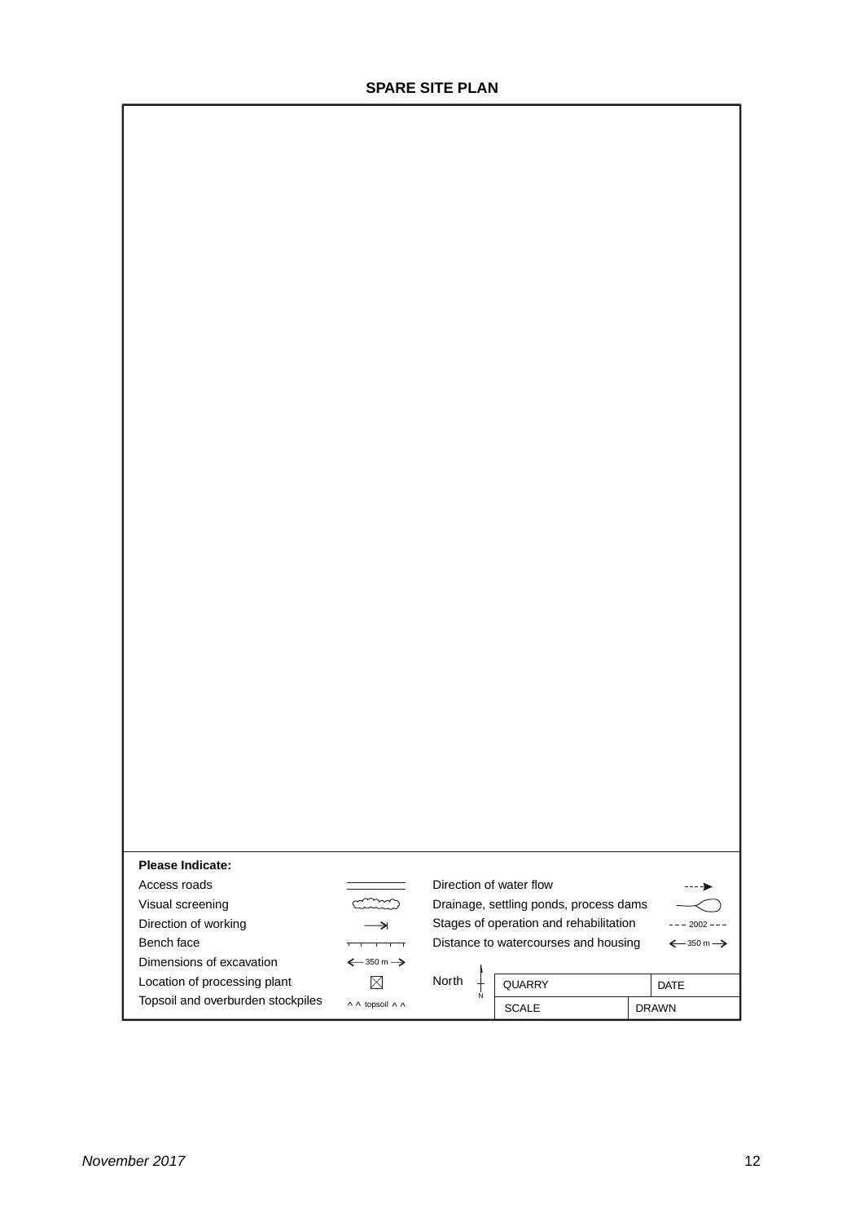**SPARE SITE PLAN**

**Please Indicate:**

| | | | |
|---|---|---|---|
| Access roads | ═══ | Direction of water flow | - - -▶ |
| Visual screening | (cloud symbol) | Drainage, settling ponds, process dams | —◯ |
| Direction of working | ⟶\| | Stages of operation and rehabilitation | - - - 2002 - - - |
| Bench face | ┬┬┬┬ | Distance to watercourses and housing | ← 350 m → |
| Dimensions of excavation | ← 350 m → | | |
| Location of processing plant | ⊠ | North | ↑ N |
| Topsoil and overburden stockpiles | ^ ^ topsoil ^ ^ | | |

| QUARRY | DATE |
|---|---|
| SCALE | DRAWN |

*November 2017*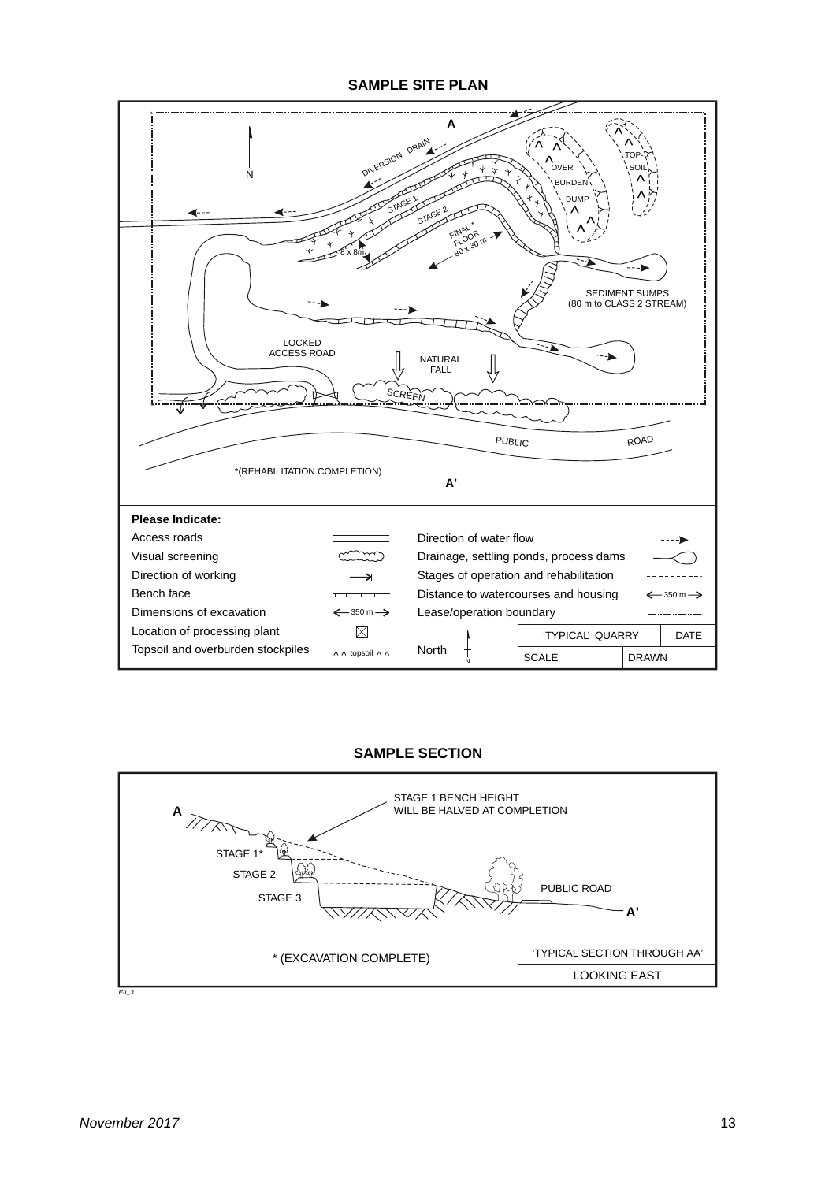## SAMPLE SITE PLAN

A

DIVERSION DRAIN

N

STAGE 1

STAGE 2

FINAL FLOOR 80 x 30 m

8 x 8m

OVER BURDEN DUMP

TOP-SOIL

SEDIMENT SUMPS (80 m to CLASS 2 STREAM)

LOCKED ACCESS ROAD

NATURAL FALL

SCREEN

PUBLIC ROAD

*(REHABILITATION COMPLETION)

A'

**Please Indicate:**

| | | | |
|---|---|---|---|
| Access roads | | Direction of water flow | |
| Visual screening | | Drainage, settling ponds, process dams | |
| Direction of working | | Stages of operation and rehabilitation | |
| Bench face | | Distance to watercourses and housing | ← 350 m → |
| Dimensions of excavation | ← 350 m → | Lease/operation boundary | |
| Location of processing plant | | | |
| Topsoil and overburden stockpiles | ^ ^ topsoil ^ ^ | North | |

| 'TYPICAL' QUARRY | DATE |
|---|---|
| SCALE | DRAWN |

## SAMPLE SECTION

A

STAGE 1 BENCH HEIGHT WILL BE HALVED AT COMPLETION

STAGE 1*

STAGE 2

STAGE 3

PUBLIC ROAD

A'

* (EXCAVATION COMPLETE)

| 'TYPICAL' SECTION THROUGH AA' |
|---|
| LOOKING EAST |

EII_3

November 2017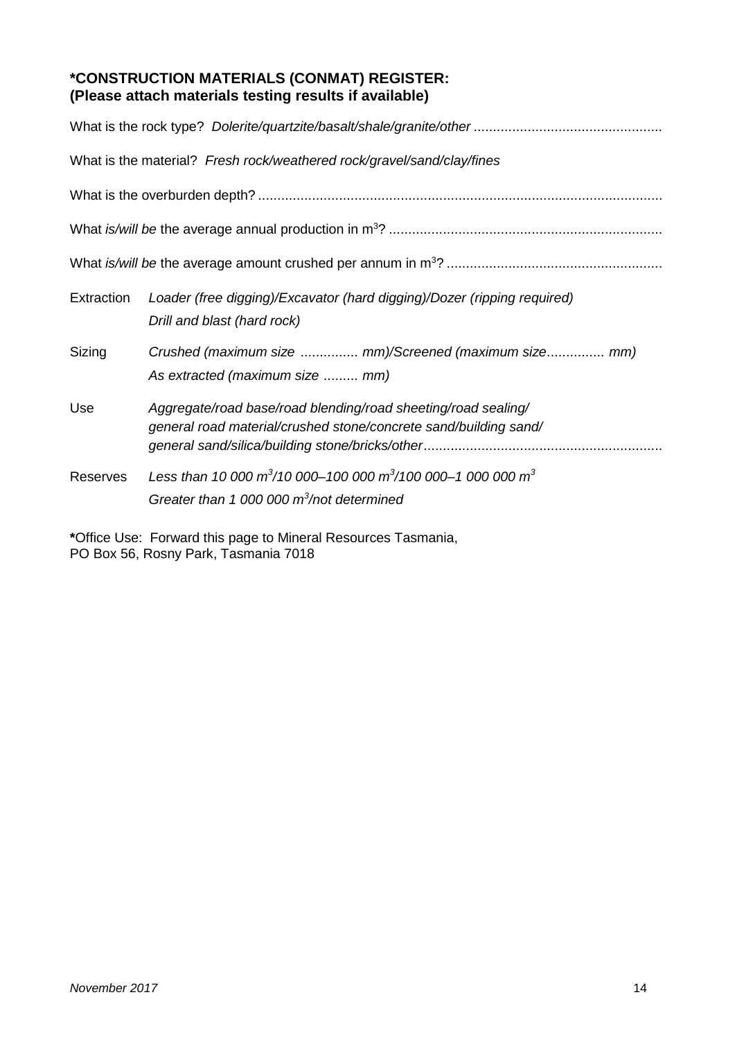**\*CONSTRUCTION MATERIALS (CONMAT) REGISTER:**
**(Please attach materials testing results if available)**

What is the rock type? *Dolerite/quartzite/basalt/shale/granite/other* ................................................

What is the material? *Fresh rock/weathered rock/gravel/sand/clay/fines*

What is the overburden depth? ........................................................................................................

What *is/will be* the average annual production in $m^3$? ......................................................................

What *is/will be* the average amount crushed per annum in $m^3$? .......................................................

| | |
|---|---|
| Extraction | *Loader (free digging)/Excavator (hard digging)/Dozer (ripping required)* *Drill and blast (hard rock)* |
| Sizing | *Crushed (maximum size ............... mm)/Screened (maximum size.............. mm)* *As extracted (maximum size ......... mm)* |
| Use | *Aggregate/road base/road blending/road sheeting/road sealing/ general road material/crushed stone/concrete sand/building sand/ general sand/silica/building stone/bricks/other*............................................................. |
| Reserves | *Less than 10 000 $m^3$/10 000–100 000 $m^3$/100 000–1 000 000 $m^3$* *Greater than 1 000 000 $m^3$/not determined* |

**\***Office Use: Forward this page to Mineral Resources Tasmania,
PO Box 56, Rosny Park, Tasmania 7018

*November 2017*